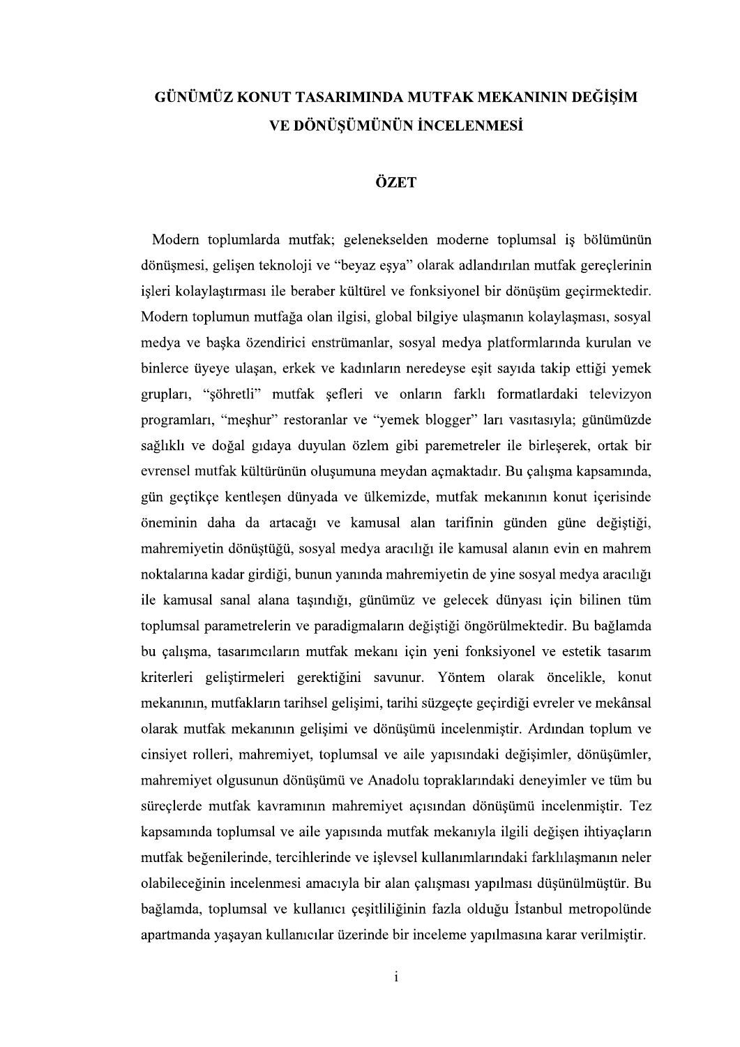# GÜNÜMÜZ KONUT TASARIMINDA MUTFAK MEKANININ DEĞİŞİM VE DÖNÜŞÜMÜNÜN İNCELENMESİ

## ÖZET

Modern toplumlarda mutfak; gelenekselden moderne toplumsal iş bölümünün dönüşmesi, gelişen teknoloji ve "beyaz eşya" olarak adlandırılan mutfak gereçlerinin işleri kolaylaştırması ile beraber kültürel ve fonksiyonel bir dönüşüm geçirmektedir. Modern toplumun mutfağa olan ilgisi, global bilgiye ulaşmanın kolaylaşması, sosyal medya ve başka özendirici enstrümanlar, sosyal medya platformlarında kurulan ve binlerce üyeye ulaşan, erkek ve kadınların neredeyse eşit sayıda takip ettiği yemek grupları, "şöhretli" mutfak şefleri ve onların farklı formatlardaki televizyon programları, "meşhur" restoranlar ve "yemek blogger" ları vasıtasıyla; günümüzde sağlıklı ve doğal gıdaya duyulan özlem gibi paremetreler ile birleşerek, ortak bir evrensel mutfak kültürünün oluşumuna meydan açmaktadır. Bu çalışma kapsamında, gün geçtikçe kentleşen dünyada ve ülkemizde, mutfak mekanının konut içerisinde öneminin daha da artacağı ve kamusal alan tarifinin günden güne değiştiği, mahremiyetin dönüştüğü, sosyal medya aracılığı ile kamusal alanın evin en mahrem noktalarına kadar girdiği, bunun yanında mahremiyetin de yine sosyal medya aracılığı ile kamusal sanal alana taşındığı, günümüz ve gelecek dünyası için bilinen tüm toplumsal parametrelerin ve paradigmaların değiştiği öngörülmektedir. Bu bağlamda bu çalışma, tasarımcıların mutfak mekanı için yeni fonksiyonel ve estetik tasarım kriterleri geliştirmeleri gerektiğini savunur. Yöntem olarak öncelikle, konut mekanının, mutfakların tarihsel gelişimi, tarihi süzgeçte geçirdiği evreler ve mekânsal olarak mutfak mekanının gelişimi ve dönüşümü incelenmiştir. Ardından toplum ve cinsiyet rolleri, mahremiyet, toplumsal ve aile yapısındaki değişimler, dönüşümler, mahremiyet olgusunun dönüşümü ve Anadolu topraklarındaki deneyimler ve tüm bu süreçlerde mutfak kavramının mahremiyet açısından dönüşümü incelenmiştir. Tez kapsamında toplumsal ve aile yapısında mutfak mekanıyla ilgili değişen ihtiyaçların mutfak beğenilerinde, tercihlerinde ve işlevsel kullanımlarındaki farklılaşmanın neler olabileceğinin incelenmesi amacıyla bir alan çalışması yapılması düşünülmüştür. Bu bağlamda, toplumsal ve kullanıcı çeşitliliğinin fazla olduğu İstanbul metropolünde apartmanda yaşayan kullanıcılar üzerinde bir inceleme yapılmasına karar verilmiştir.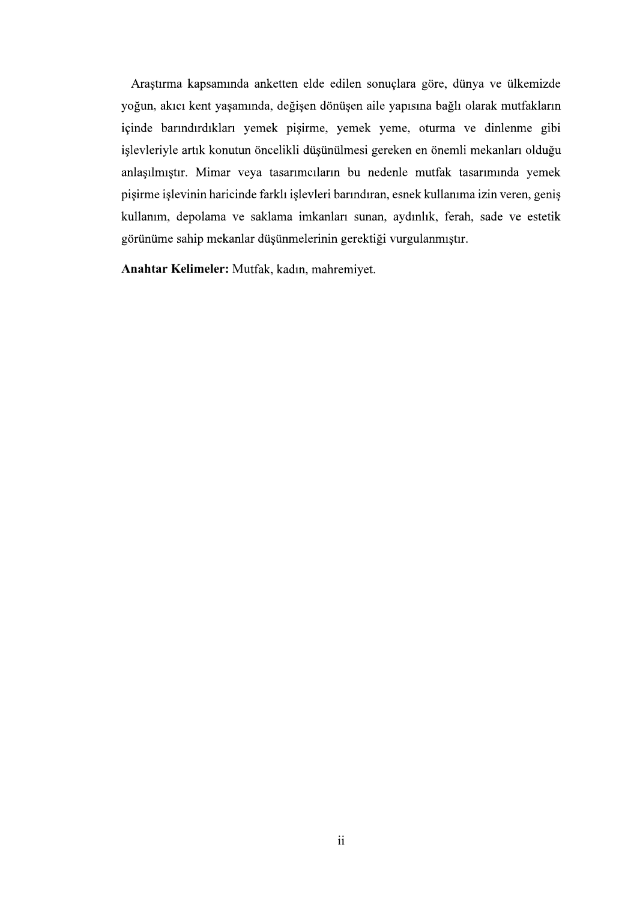Araştırma kapsamında anketten elde edilen sonuçlara göre, dünya ve ülkemizde yoğun, akıcı kent yaşamında, değişen dönüşen aile yapısına bağlı olarak mutfakların içinde barındırdıkları yemek pişirme, yemek yeme, oturma ve dinlenme gibi işlevleriyle artık konutun öncelikli düşünülmesi gereken en önemli mekanları olduğu anlaşılmıştır. Mimar veya tasarımcıların bu nedenle mutfak tasarımında yemek pişirme işlevinin haricinde farklı işlevleri barındıran, esnek kullanıma izin veren, geniş kullanım, depolama ve saklama imkanları sunan, aydınlık, ferah, sade ve estetik görünüme sahip mekanlar düşünmelerinin gerektiği vurgulanmıştır.

**Anahtar Kelimeler:** Mutfak, kadın, mahremiyet.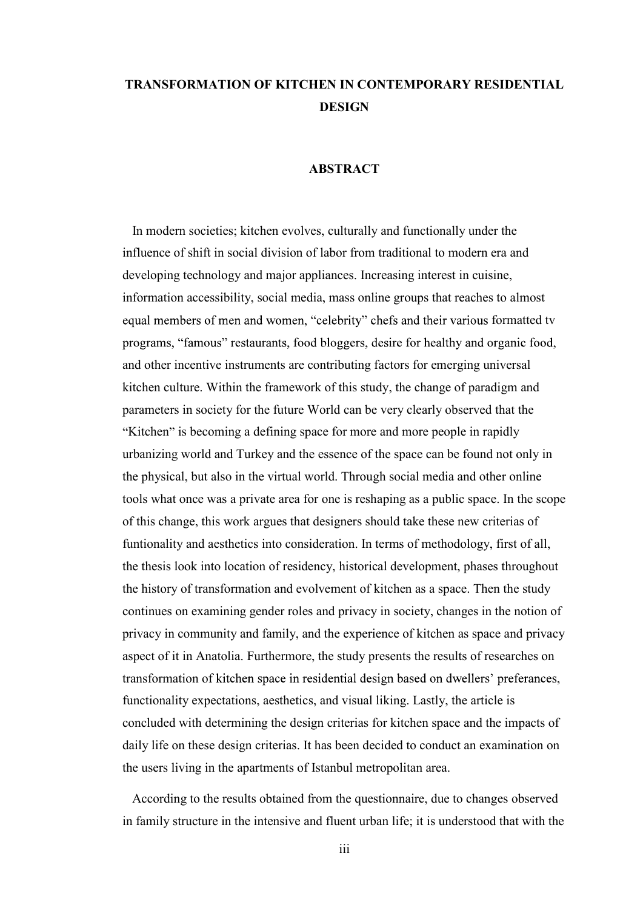# TRANSFORMATION OF KITCHEN IN CONTEMPORARY RESIDENTIAL DESIGN

## ABSTRACT

In modern societies; kitchen evolves, culturally and functionally under the influence of shift in social division of labor from traditional to modern era and developing technology and major appliances. Increasing interest in cuisine, information accessibility, social media, mass online groups that reaches to almost equal members of men and women, "celebrity" chefs and their various formatted tv programs, "famous" restaurants, food bloggers, desire for healthy and organic food, and other incentive instruments are contributing factors for emerging universal kitchen culture. Within the framework of this study, the change of paradigm and parameters in society for the future World can be very clearly observed that the "Kitchen" is becoming a defining space for more and more people in rapidly urbanizing world and Turkey and the essence of the space can be found not only in the physical, but also in the virtual world. Through social media and other online tools what once was a private area for one is reshaping as a public space. In the scope of this change, this work argues that designers should take these new criterias of funtionality and aesthetics into consideration. In terms of methodology, first of all, the thesis look into location of residency, historical development, phases throughout the history of transformation and evolvement of kitchen as a space. Then the study continues on examining gender roles and privacy in society, changes in the notion of privacy in community and family, and the experience of kitchen as space and privacy aspect of it in Anatolia. Furthermore, the study presents the results of researches on transformation of kitchen space in residential design based on dwellers' preferances, functionality expectations, aesthetics, and visual liking. Lastly, the article is concluded with determining the design criterias for kitchen space and the impacts of daily life on these design criterias. It has been decided to conduct an examination on the users living in the apartments of Istanbul metropolitan area.

According to the results obtained from the questionnaire, due to changes observed in family structure in the intensive and fluent urban life; it is understood that with the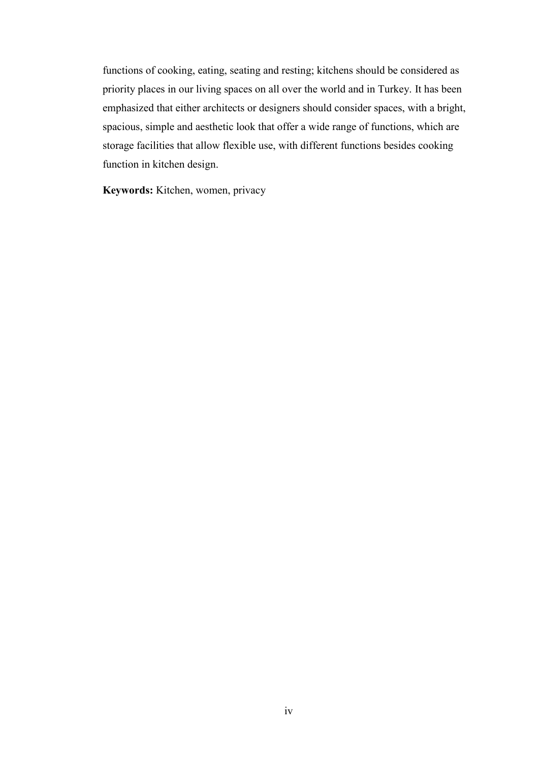functions of cooking, eating, seating and resting; kitchens should be considered as priority places in our living spaces on all over the world and in Turkey. It has been emphasized that either architects or designers should consider spaces, with a bright, spacious, simple and aesthetic look that offer a wide range of functions, which are storage facilities that allow flexible use, with different functions besides cooking function in kitchen design.

**Keywords:** Kitchen, women, privacy